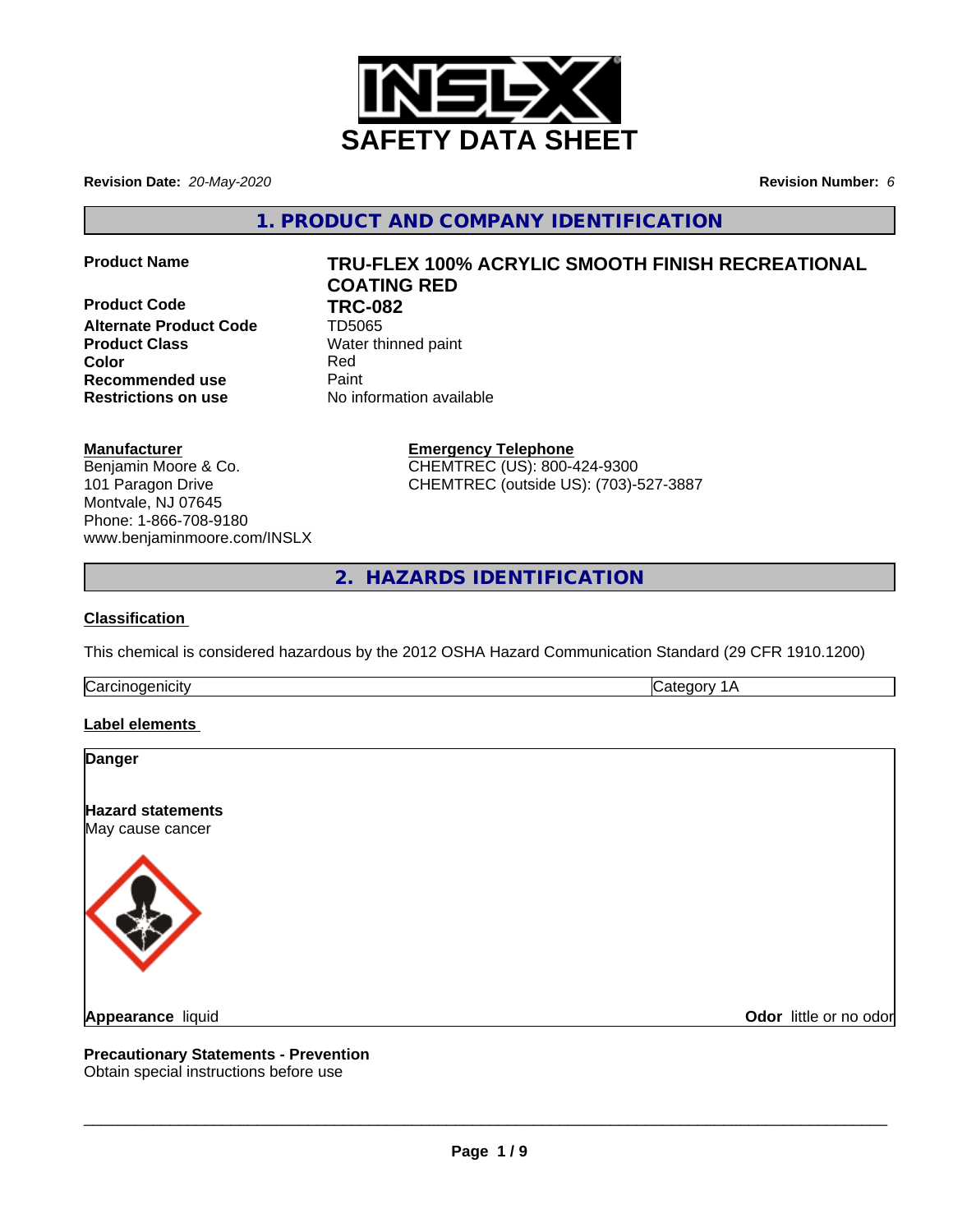# SAFETY DATA SHEET

**Revision Date:** *20-May-2020* **Revision Number:** *6*

## 1. PRODUCT AND COMPANY IDENTIFICATION

| | |
|---|---|
| **Product Name** | **TRU-FLEX 100% ACRYLIC SMOOTH FINISH RECREATIONAL COATING RED** |
| **Product Code** | **TRC-082** |
| **Alternate Product Code** | TD5065 |
| **Product Class** | Water thinned paint |
| **Color** | Red |
| **Recommended use** | Paint |
| **Restrictions on use** | No information available |

**Manufacturer**
Benjamin Moore & Co.
101 Paragon Drive
Montvale, NJ 07645
Phone: 1-866-708-9180
www.benjaminmoore.com/INSLX

**Emergency Telephone**
CHEMTREC (US): 800-424-9300
CHEMTREC (outside US): (703)-527-3887

## 2. HAZARDS IDENTIFICATION

**Classification**

This chemical is considered hazardous by the 2012 OSHA Hazard Communication Standard (29 CFR 1910.1200)

| | |
|---|---|
| Carcinogenicity | Category 1A |

**Label elements**

**Danger**

**Hazard statements**
May cause cancer

**Appearance** liquid **Odor** little or no odor

**Precautionary Statements - Prevention**
Obtain special instructions before use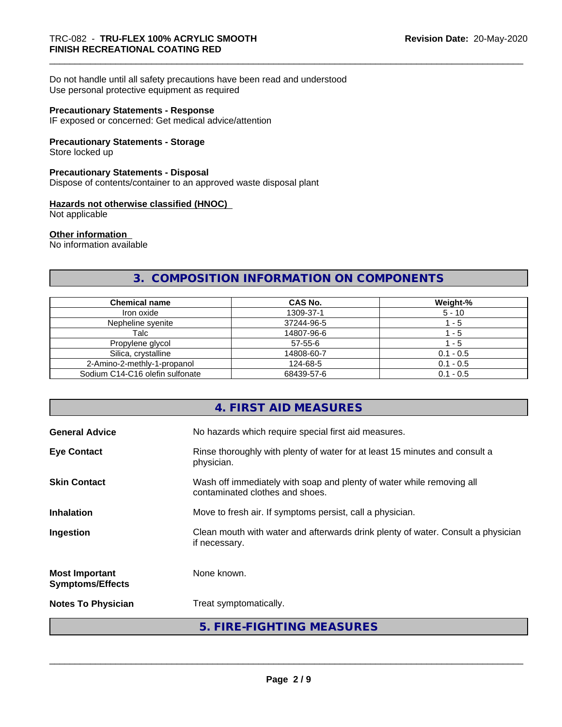Do not handle until all safety precautions have been read and understood
Use personal protective equipment as required

**Precautionary Statements - Response**
IF exposed or concerned: Get medical advice/attention

**Precautionary Statements - Storage**
Store locked up

**Precautionary Statements - Disposal**
Dispose of contents/container to an approved waste disposal plant

**Hazards not otherwise classified (HNOC)**
Not applicable

**Other information**
No information available

## 3. COMPOSITION INFORMATION ON COMPONENTS

| Chemical name | CAS No. | Weight-% |
|---|---|---|
| Iron oxide | 1309-37-1 | 5 - 10 |
| Nepheline syenite | 37244-96-5 | 1 - 5 |
| Talc | 14807-96-6 | 1 - 5 |
| Propylene glycol | 57-55-6 | 1 - 5 |
| Silica, crystalline | 14808-60-7 | 0.1 - 0.5 |
| 2-Amino-2-methly-1-propanol | 124-68-5 | 0.1 - 0.5 |
| Sodium C14-C16 olefin sulfonate | 68439-57-6 | 0.1 - 0.5 |

## 4. FIRST AID MEASURES

**General Advice** No hazards which require special first aid measures.

**Eye Contact** Rinse thoroughly with plenty of water for at least 15 minutes and consult a physician.

**Skin Contact** Wash off immediately with soap and plenty of water while removing all contaminated clothes and shoes.

**Inhalation** Move to fresh air. If symptoms persist, call a physician.

**Ingestion** Clean mouth with water and afterwards drink plenty of water. Consult a physician if necessary.

**Most Important Symptoms/Effects** None known.

**Notes To Physician** Treat symptomatically.

## 5. FIRE-FIGHTING MEASURES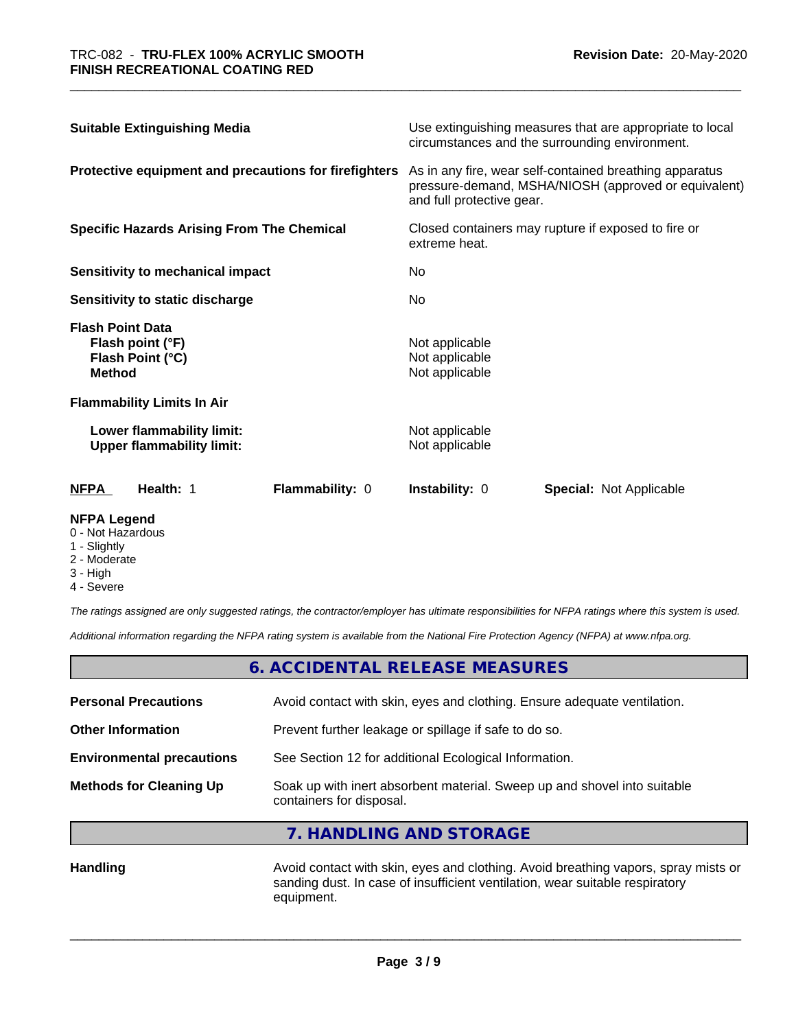| | |
|---|---|
| **Suitable Extinguishing Media** | Use extinguishing measures that are appropriate to local circumstances and the surrounding environment. |
| **Protective equipment and precautions for firefighters** | As in any fire, wear self-contained breathing apparatus pressure-demand, MSHA/NIOSH (approved or equivalent) and full protective gear. |
| **Specific Hazards Arising From The Chemical** | Closed containers may rupture if exposed to fire or extreme heat. |
| **Sensitivity to mechanical impact** | No |
| **Sensitivity to static discharge** | No |

**Flash Point Data**

| | |
|---|---|
| **Flash point (°F)** | Not applicable |
| **Flash Point (°C)** | Not applicable |
| **Method** | Not applicable |

**Flammability Limits In Air**

| | |
|---|---|
| **Lower flammability limit:** | Not applicable |
| **Upper flammability limit:** | Not applicable |

| NFPA | Health: 1 | Flammability: 0 | Instability: 0 | Special: Not Applicable |
|---|---|---|---|---|

**NFPA Legend**
- 0 - Not Hazardous
- 1 - Slightly
- 2 - Moderate
- 3 - High
- 4 - Severe

*The ratings assigned are only suggested ratings, the contractor/employer has ultimate responsibilities for NFPA ratings where this system is used.*

*Additional information regarding the NFPA rating system is available from the National Fire Protection Agency (NFPA) at www.nfpa.org.*

## 6. ACCIDENTAL RELEASE MEASURES

| | |
|---|---|
| **Personal Precautions** | Avoid contact with skin, eyes and clothing. Ensure adequate ventilation. |
| **Other Information** | Prevent further leakage or spillage if safe to do so. |
| **Environmental precautions** | See Section 12 for additional Ecological Information. |
| **Methods for Cleaning Up** | Soak up with inert absorbent material. Sweep up and shovel into suitable containers for disposal. |

## 7. HANDLING AND STORAGE

| | |
|---|---|
| **Handling** | Avoid contact with skin, eyes and clothing. Avoid breathing vapors, spray mists or sanding dust. In case of insufficient ventilation, wear suitable respiratory equipment. |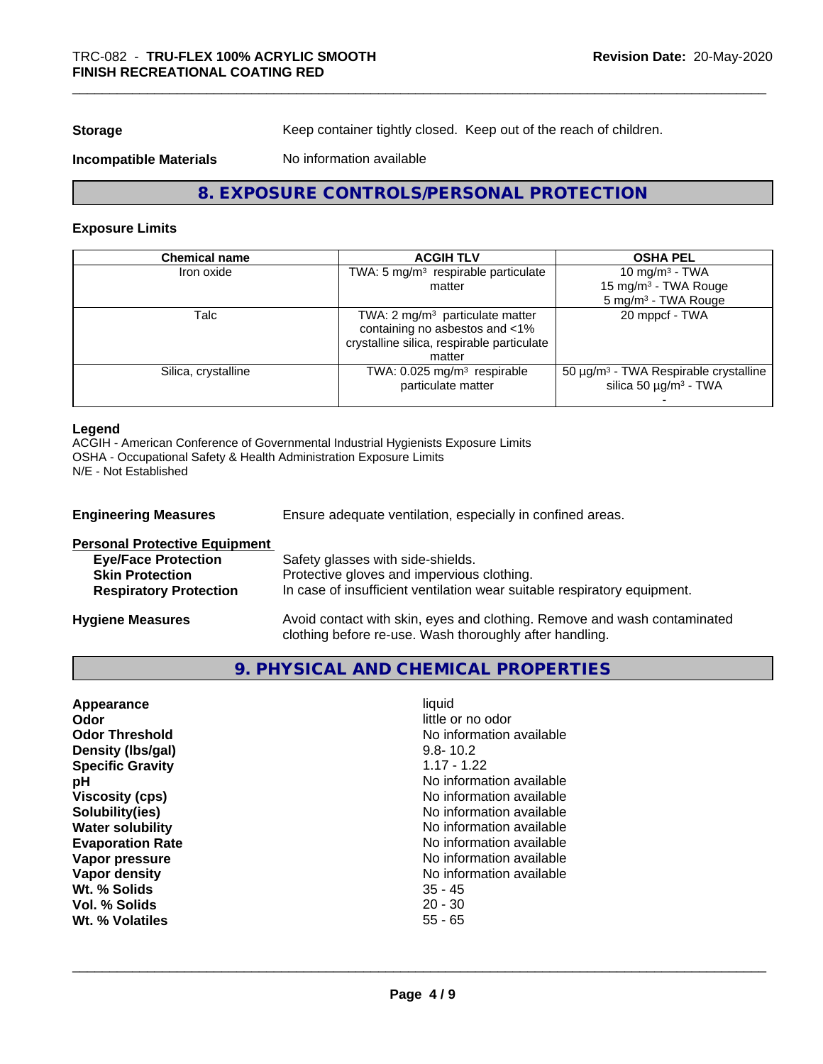**Storage** Keep container tightly closed. Keep out of the reach of children.

**Incompatible Materials** No information available

## 8. EXPOSURE CONTROLS/PERSONAL PROTECTION

### Exposure Limits

| Chemical name | ACGIH TLV | OSHA PEL |
| --- | --- | --- |
| Iron oxide | TWA: 5 mg/m³ respirable particulate matter | 10 mg/m³ - TWA<br>15 mg/m³ - TWA Rouge<br>5 mg/m³ - TWA Rouge |
| Talc | TWA: 2 mg/m³ particulate matter containing no asbestos and <1% crystalline silica, respirable particulate matter | 20 mppcf - TWA |
| Silica, crystalline | TWA: 0.025 mg/m³ respirable particulate matter | 50 µg/m³ - TWA Respirable crystalline silica 50 µg/m³ - TWA<br>- |

**Legend**
ACGIH - American Conference of Governmental Industrial Hygienists Exposure Limits
OSHA - Occupational Safety & Health Administration Exposure Limits
N/E - Not Established

**Engineering Measures** Ensure adequate ventilation, especially in confined areas.

**Personal Protective Equipment**

- **Eye/Face Protection** Safety glasses with side-shields.
- **Skin Protection** Protective gloves and impervious clothing.
- **Respiratory Protection** In case of insufficient ventilation wear suitable respiratory equipment.

**Hygiene Measures** Avoid contact with skin, eyes and clothing. Remove and wash contaminated clothing before re-use. Wash thoroughly after handling.

## 9. PHYSICAL AND CHEMICAL PROPERTIES

| | |
| --- | --- |
| **Appearance** | liquid |
| **Odor** | little or no odor |
| **Odor Threshold** | No information available |
| **Density (lbs/gal)** | 9.8- 10.2 |
| **Specific Gravity** | 1.17 - 1.22 |
| **pH** | No information available |
| **Viscosity (cps)** | No information available |
| **Solubility(ies)** | No information available |
| **Water solubility** | No information available |
| **Evaporation Rate** | No information available |
| **Vapor pressure** | No information available |
| **Vapor density** | No information available |
| **Wt. % Solids** | 35 - 45 |
| **Vol. % Solids** | 20 - 30 |
| **Wt. % Volatiles** | 55 - 65 |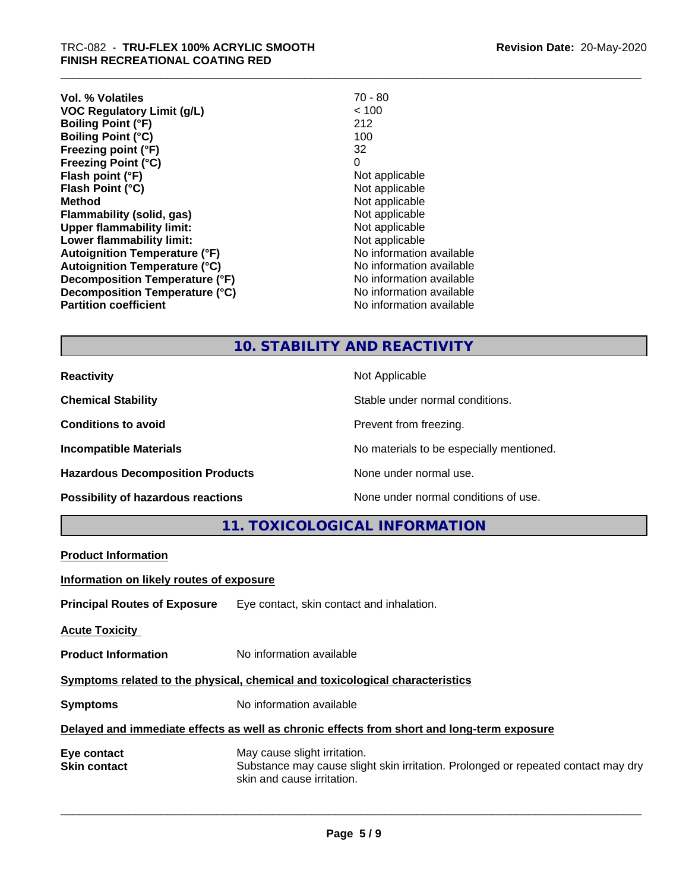| | |
|---|---|
| **Vol. % Volatiles** | 70 - 80 |
| **VOC Regulatory Limit (g/L)** | < 100 |
| **Boiling Point (°F)** | 212 |
| **Boiling Point (°C)** | 100 |
| **Freezing point (°F)** | 32 |
| **Freezing Point (°C)** | 0 |
| **Flash point (°F)** | Not applicable |
| **Flash Point (°C)** | Not applicable |
| **Method** | Not applicable |
| **Flammability (solid, gas)** | Not applicable |
| **Upper flammability limit:** | Not applicable |
| **Lower flammability limit:** | Not applicable |
| **Autoignition Temperature (°F)** | No information available |
| **Autoignition Temperature (°C)** | No information available |
| **Decomposition Temperature (°F)** | No information available |
| **Decomposition Temperature (°C)** | No information available |
| **Partition coefficient** | No information available |

## 10. STABILITY AND REACTIVITY

| | |
|---|---|
| **Reactivity** | Not Applicable |
| **Chemical Stability** | Stable under normal conditions. |
| **Conditions to avoid** | Prevent from freezing. |
| **Incompatible Materials** | No materials to be especially mentioned. |
| **Hazardous Decomposition Products** | None under normal use. |
| **Possibility of hazardous reactions** | None under normal conditions of use. |

## 11. TOXICOLOGICAL INFORMATION

**Product Information**

**Information on likely routes of exposure**

**Principal Routes of Exposure** Eye contact, skin contact and inhalation.

**Acute Toxicity**

**Product Information** No information available

**Symptoms related to the physical, chemical and toxicological characteristics**

**Symptoms** No information available

**Delayed and immediate effects as well as chronic effects from short and long-term exposure**

**Eye contact** May cause slight irritation.

**Skin contact** Substance may cause slight skin irritation. Prolonged or repeated contact may dry skin and cause irritation.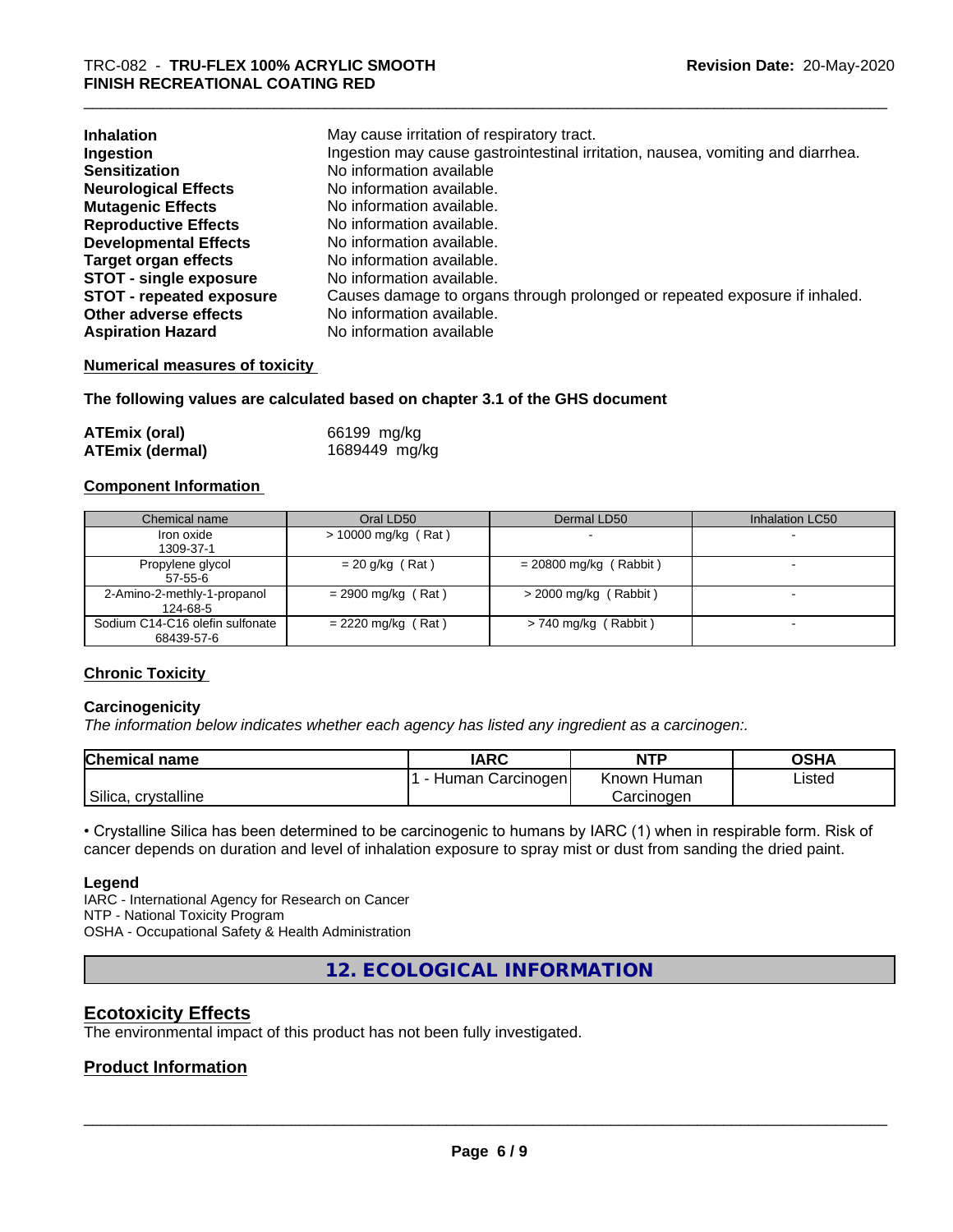| | |
|---|---|
| **Inhalation** | May cause irritation of respiratory tract. |
| **Ingestion** | Ingestion may cause gastrointestinal irritation, nausea, vomiting and diarrhea. |
| **Sensitization** | No information available |
| **Neurological Effects** | No information available. |
| **Mutagenic Effects** | No information available. |
| **Reproductive Effects** | No information available. |
| **Developmental Effects** | No information available. |
| **Target organ effects** | No information available. |
| **STOT - single exposure** | No information available. |
| **STOT - repeated exposure** | Causes damage to organs through prolonged or repeated exposure if inhaled. |
| **Other adverse effects** | No information available. |
| **Aspiration Hazard** | No information available |

**Numerical measures of toxicity**

**The following values are calculated based on chapter 3.1 of the GHS document**

| | |
|---|---|
| **ATEmix (oral)** | 66199 mg/kg |
| **ATEmix (dermal)** | 1689449 mg/kg |

**Component Information**

| Chemical name | Oral LD50 | Dermal LD50 | Inhalation LC50 |
|---|---|---|---|
| Iron oxide<br>1309-37-1 | > 10000 mg/kg ( Rat ) | - | - |
| Propylene glycol<br>57-55-6 | = 20 g/kg ( Rat ) | = 20800 mg/kg ( Rabbit ) | - |
| 2-Amino-2-methly-1-propanol<br>124-68-5 | = 2900 mg/kg ( Rat ) | > 2000 mg/kg ( Rabbit ) | - |
| Sodium C14-C16 olefin sulfonate<br>68439-57-6 | = 2220 mg/kg ( Rat ) | > 740 mg/kg ( Rabbit ) | - |

**Chronic Toxicity**

**Carcinogenicity**

*The information below indicates whether each agency has listed any ingredient as a carcinogen:.*

| Chemical name | IARC | NTP | OSHA |
|---|---|---|---|
| Silica, crystalline | 1 - Human Carcinogen | Known Human Carcinogen | Listed |

• Crystalline Silica has been determined to be carcinogenic to humans by IARC (1) when in respirable form. Risk of cancer depends on duration and level of inhalation exposure to spray mist or dust from sanding the dried paint.

**Legend**

IARC - International Agency for Research on Cancer
NTP - National Toxicity Program
OSHA - Occupational Safety & Health Administration

## 12. ECOLOGICAL INFORMATION

### Ecotoxicity Effects

The environmental impact of this product has not been fully investigated.

### Product Information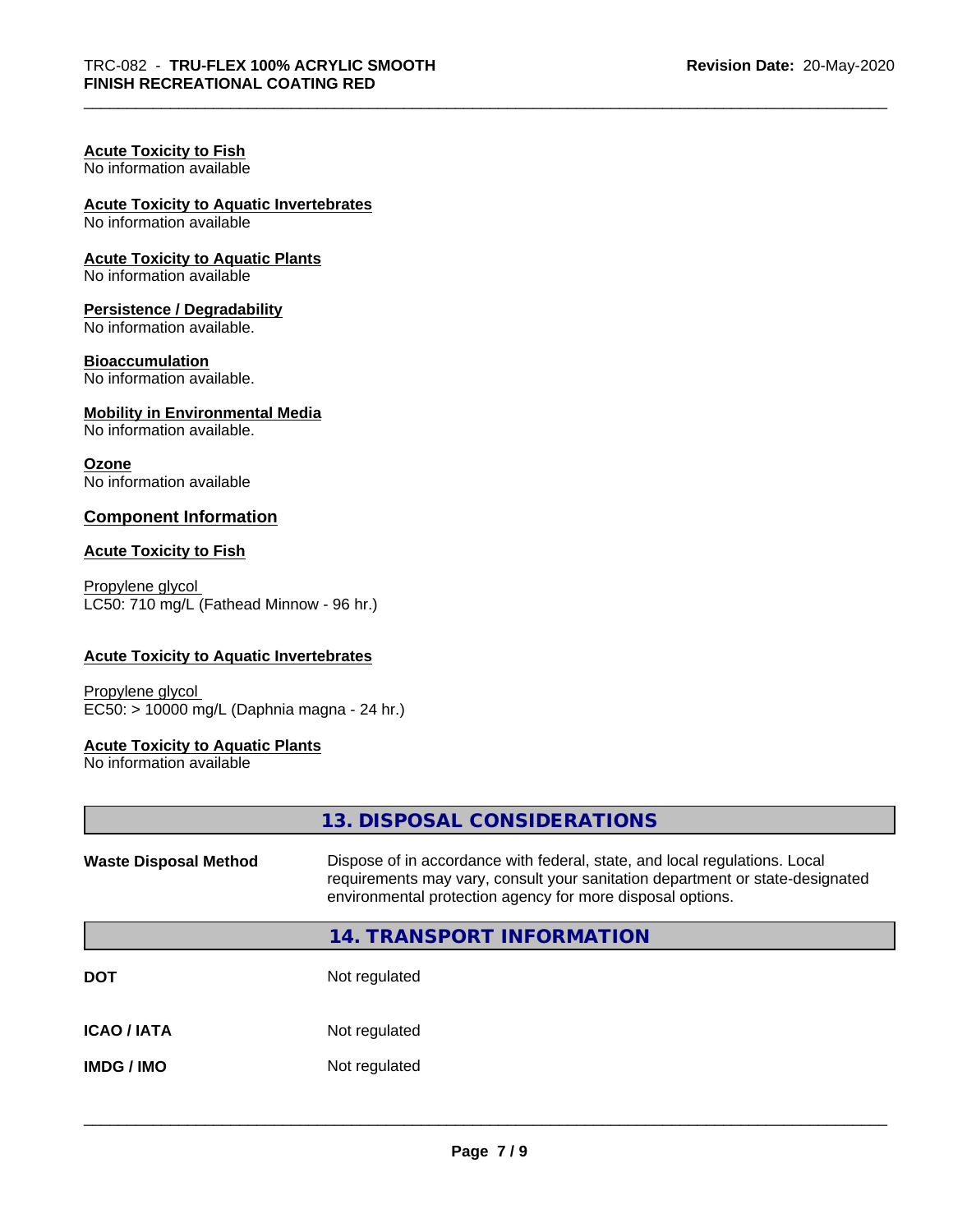**Acute Toxicity to Fish**
No information available

**Acute Toxicity to Aquatic Invertebrates**
No information available

**Acute Toxicity to Aquatic Plants**
No information available

**Persistence / Degradability**
No information available.

**Bioaccumulation**
No information available.

**Mobility in Environmental Media**
No information available.

**Ozone**
No information available

### Component Information

**Acute Toxicity to Fish**

Propylene glycol
LC50: 710 mg/L (Fathead Minnow - 96 hr.)

**Acute Toxicity to Aquatic Invertebrates**

Propylene glycol
EC50: > 10000 mg/L (Daphnia magna - 24 hr.)

**Acute Toxicity to Aquatic Plants**
No information available

## 13. DISPOSAL CONSIDERATIONS

| | |
|---|---|
| **Waste Disposal Method** | Dispose of in accordance with federal, state, and local regulations. Local requirements may vary, consult your sanitation department or state-designated environmental protection agency for more disposal options. |

## 14. TRANSPORT INFORMATION

| | |
|---|---|
| **DOT** | Not regulated |
| **ICAO / IATA** | Not regulated |
| **IMDG / IMO** | Not regulated |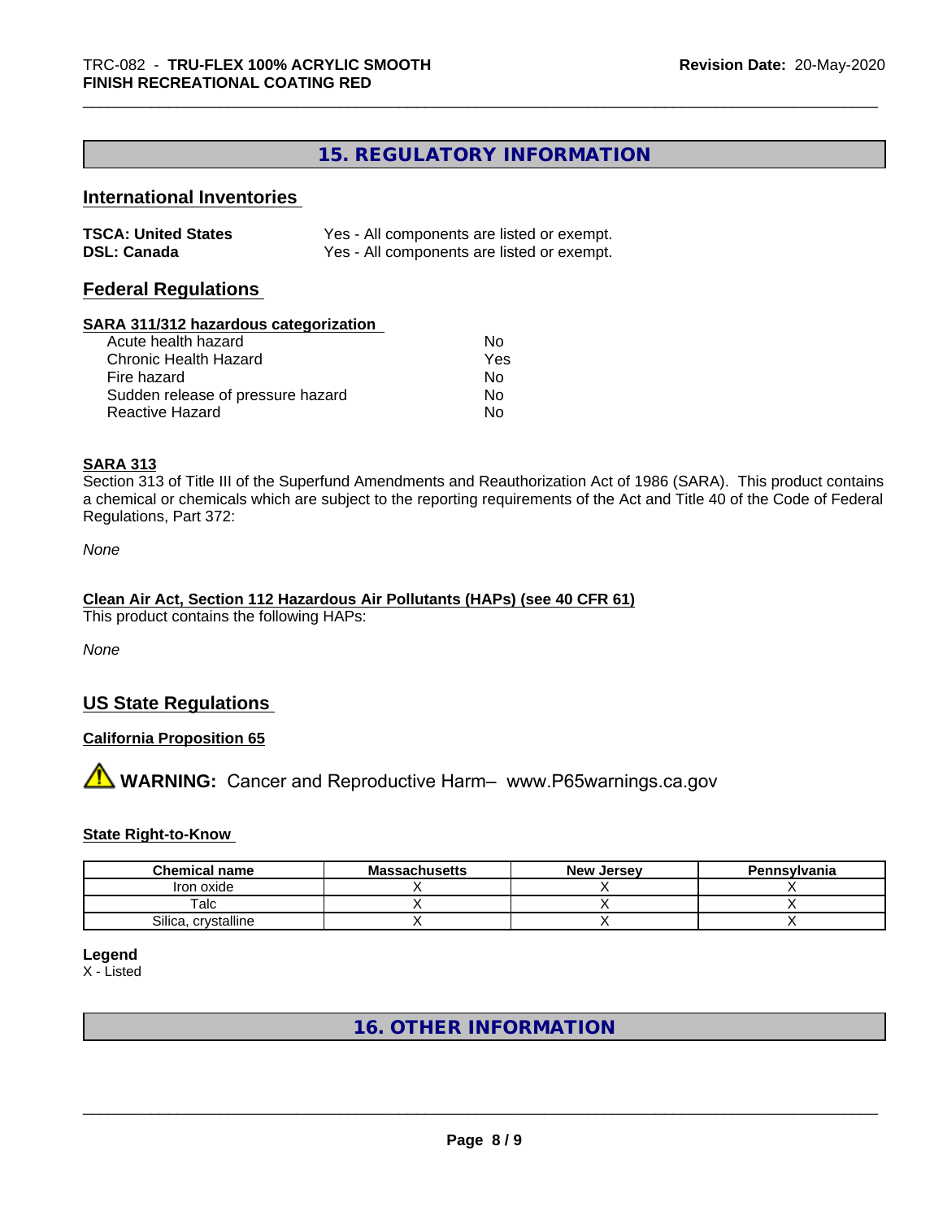## 15. REGULATORY INFORMATION

### International Inventories

| | |
|---|---|
| **TSCA: United States** | Yes - All components are listed or exempt. |
| **DSL: Canada** | Yes - All components are listed or exempt. |

### Federal Regulations

**SARA 311/312 hazardous categorization**

| | |
|---|---|
| Acute health hazard | No |
| Chronic Health Hazard | Yes |
| Fire hazard | No |
| Sudden release of pressure hazard | No |
| Reactive Hazard | No |

**SARA 313**

Section 313 of Title III of the Superfund Amendments and Reauthorization Act of 1986 (SARA). This product contains a chemical or chemicals which are subject to the reporting requirements of the Act and Title 40 of the Code of Federal Regulations, Part 372:

*None*

**Clean Air Act, Section 112 Hazardous Air Pollutants (HAPs) (see 40 CFR 61)**

This product contains the following HAPs:

*None*

### US State Regulations

**California Proposition 65**

**WARNING:** Cancer and Reproductive Harm– www.P65warnings.ca.gov

**State Right-to-Know**

| Chemical name | Massachusetts | New Jersey | Pennsylvania |
|---|---|---|---|
| Iron oxide | X | X | X |
| Talc | X | X | X |
| Silica, crystalline | X | X | X |

**Legend**

X - Listed

## 16. OTHER INFORMATION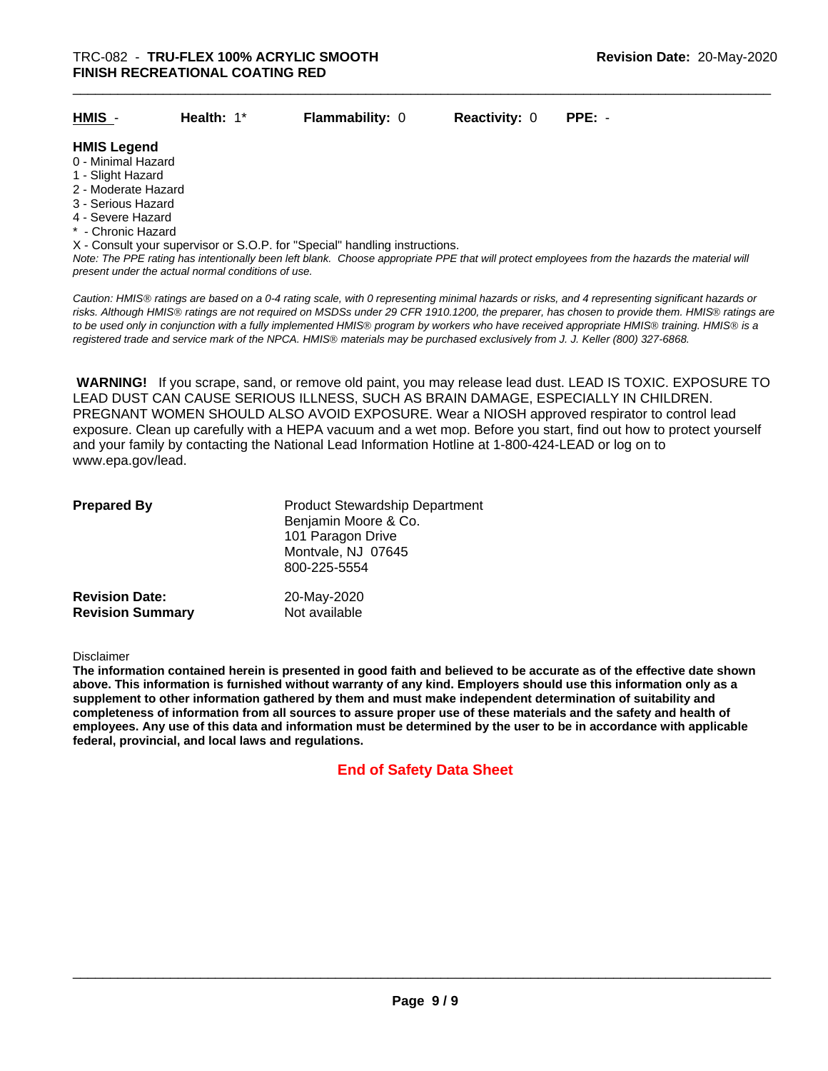| **HMIS** - | **Health:** 1* | **Flammability:** 0 | **Reactivity:** 0 | **PPE:** - |
|---|---|---|---|---|

**HMIS Legend**

0 - Minimal Hazard
1 - Slight Hazard
2 - Moderate Hazard
3 - Serious Hazard
4 - Severe Hazard
* - Chronic Hazard
X - Consult your supervisor or S.O.P. for "Special" handling instructions.

*Note: The PPE rating has intentionally been left blank. Choose appropriate PPE that will protect employees from the hazards the material will present under the actual normal conditions of use.*

*Caution: HMIS® ratings are based on a 0-4 rating scale, with 0 representing minimal hazards or risks, and 4 representing significant hazards or risks. Although HMIS® ratings are not required on MSDSs under 29 CFR 1910.1200, the preparer, has chosen to provide them. HMIS® ratings are to be used only in conjunction with a fully implemented HMIS® program by workers who have received appropriate HMIS® training. HMIS® is a registered trade and service mark of the NPCA. HMIS® materials may be purchased exclusively from J. J. Keller (800) 327-6868.*

**WARNING!** If you scrape, sand, or remove old paint, you may release lead dust. LEAD IS TOXIC. EXPOSURE TO LEAD DUST CAN CAUSE SERIOUS ILLNESS, SUCH AS BRAIN DAMAGE, ESPECIALLY IN CHILDREN. PREGNANT WOMEN SHOULD ALSO AVOID EXPOSURE. Wear a NIOSH approved respirator to control lead exposure. Clean up carefully with a HEPA vacuum and a wet mop. Before you start, find out how to protect yourself and your family by contacting the National Lead Information Hotline at 1-800-424-LEAD or log on to www.epa.gov/lead.

**Prepared By**

Product Stewardship Department
Benjamin Moore & Co.
101 Paragon Drive
Montvale, NJ 07645
800-225-5554

**Revision Date:** 20-May-2020
**Revision Summary** Not available

Disclaimer

**The information contained herein is presented in good faith and believed to be accurate as of the effective date shown above. This information is furnished without warranty of any kind. Employers should use this information only as a supplement to other information gathered by them and must make independent determination of suitability and completeness of information from all sources to assure proper use of these materials and the safety and health of employees. Any use of this data and information must be determined by the user to be in accordance with applicable federal, provincial, and local laws and regulations.**

**End of Safety Data Sheet**